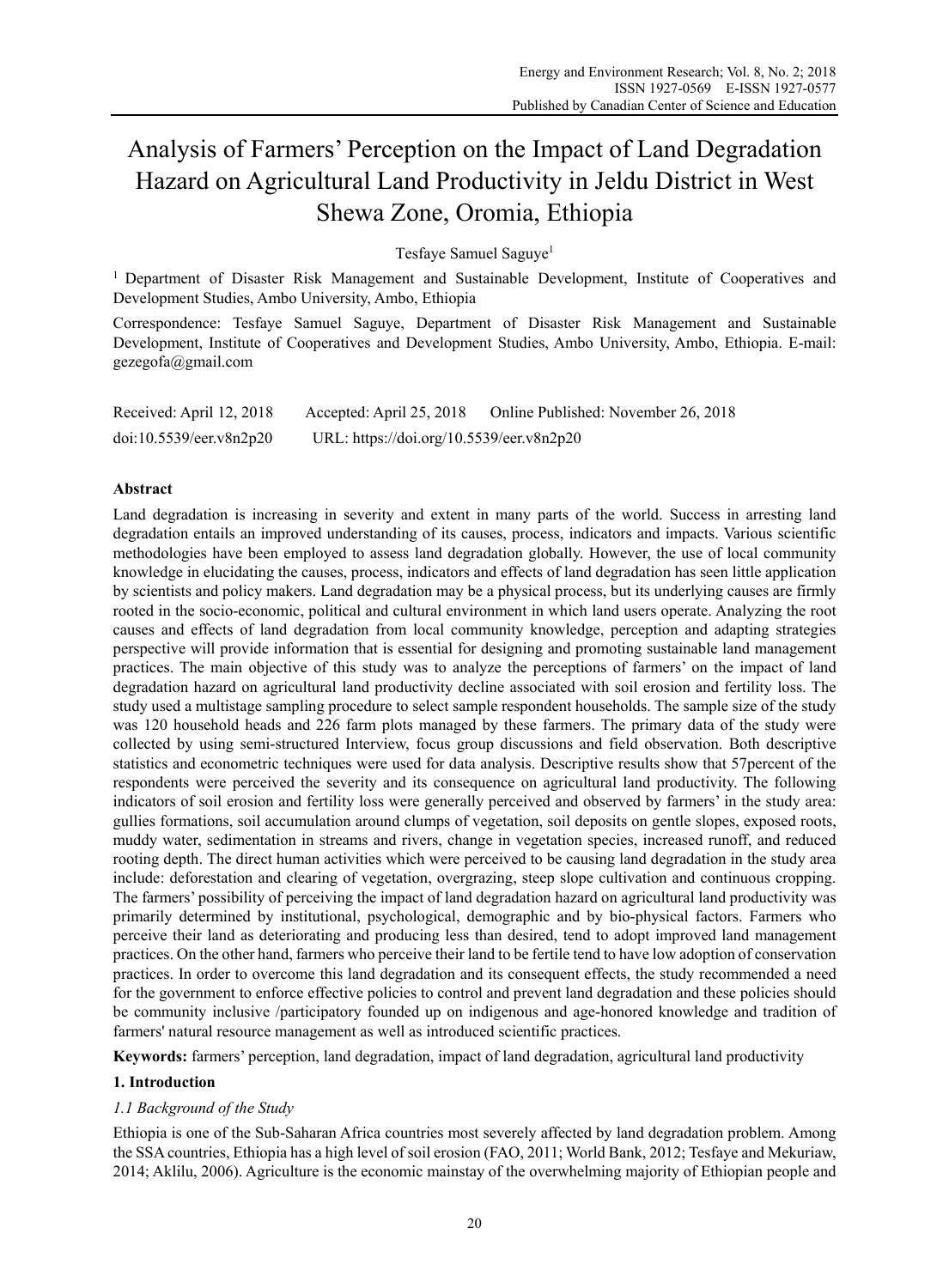# Analysis of Farmers' Perception on the Impact of Land Degradation Hazard on Agricultural Land Productivity in Jeldu District in West Shewa Zone, Oromia, Ethiopia

Tesfaye Samuel Saguye[1]

[1] Department of Disaster Risk Management and Sustainable Development, Institute of Cooperatives and Development Studies, Ambo University, Ambo, Ethiopia

Correspondence: Tesfaye Samuel Saguye, Department of Disaster Risk Management and Sustainable Development, Institute of Cooperatives and Development Studies, Ambo University, Ambo, Ethiopia. E-mail: gezegofa@gmail.com

Received: April 12, 2018 Accepted: April 25, 2018 Online Published: November 26, 2018

doi:10.5539/eer.v8n2p20 URL: https://doi.org/10.5539/eer.v8n2p20

## Abstract

Land degradation is increasing in severity and extent in many parts of the world. Success in arresting land degradation entails an improved understanding of its causes, process, indicators and impacts. Various scientific methodologies have been employed to assess land degradation globally. However, the use of local community knowledge in elucidating the causes, process, indicators and effects of land degradation has seen little application by scientists and policy makers. Land degradation may be a physical process, but its underlying causes are firmly rooted in the socio-economic, political and cultural environment in which land users operate. Analyzing the root causes and effects of land degradation from local community knowledge, perception and adapting strategies perspective will provide information that is essential for designing and promoting sustainable land management practices. The main objective of this study was to analyze the perceptions of farmers' on the impact of land degradation hazard on agricultural land productivity decline associated with soil erosion and fertility loss. The study used a multistage sampling procedure to select sample respondent households. The sample size of the study was 120 household heads and 226 farm plots managed by these farmers. The primary data of the study were collected by using semi-structured Interview, focus group discussions and field observation. Both descriptive statistics and econometric techniques were used for data analysis. Descriptive results show that 57percent of the respondents were perceived the severity and its consequence on agricultural land productivity. The following indicators of soil erosion and fertility loss were generally perceived and observed by farmers' in the study area: gullies formations, soil accumulation around clumps of vegetation, soil deposits on gentle slopes, exposed roots, muddy water, sedimentation in streams and rivers, change in vegetation species, increased runoff, and reduced rooting depth. The direct human activities which were perceived to be causing land degradation in the study area include: deforestation and clearing of vegetation, overgrazing, steep slope cultivation and continuous cropping. The farmers' possibility of perceiving the impact of land degradation hazard on agricultural land productivity was primarily determined by institutional, psychological, demographic and by bio-physical factors. Farmers who perceive their land as deteriorating and producing less than desired, tend to adopt improved land management practices. On the other hand, farmers who perceive their land to be fertile tend to have low adoption of conservation practices. In order to overcome this land degradation and its consequent effects, the study recommended a need for the government to enforce effective policies to control and prevent land degradation and these policies should be community inclusive /participatory founded up on indigenous and age-honored knowledge and tradition of farmers' natural resource management as well as introduced scientific practices.

**Keywords:** farmers' perception, land degradation, impact of land degradation, agricultural land productivity

## 1. Introduction

### *1.1 Background of the Study*

Ethiopia is one of the Sub-Saharan Africa countries most severely affected by land degradation problem. Among the SSA countries, Ethiopia has a high level of soil erosion (FAO, 2011; World Bank, 2012; Tesfaye and Mekuriaw, 2014; Aklilu, 2006). Agriculture is the economic mainstay of the overwhelming majority of Ethiopian people and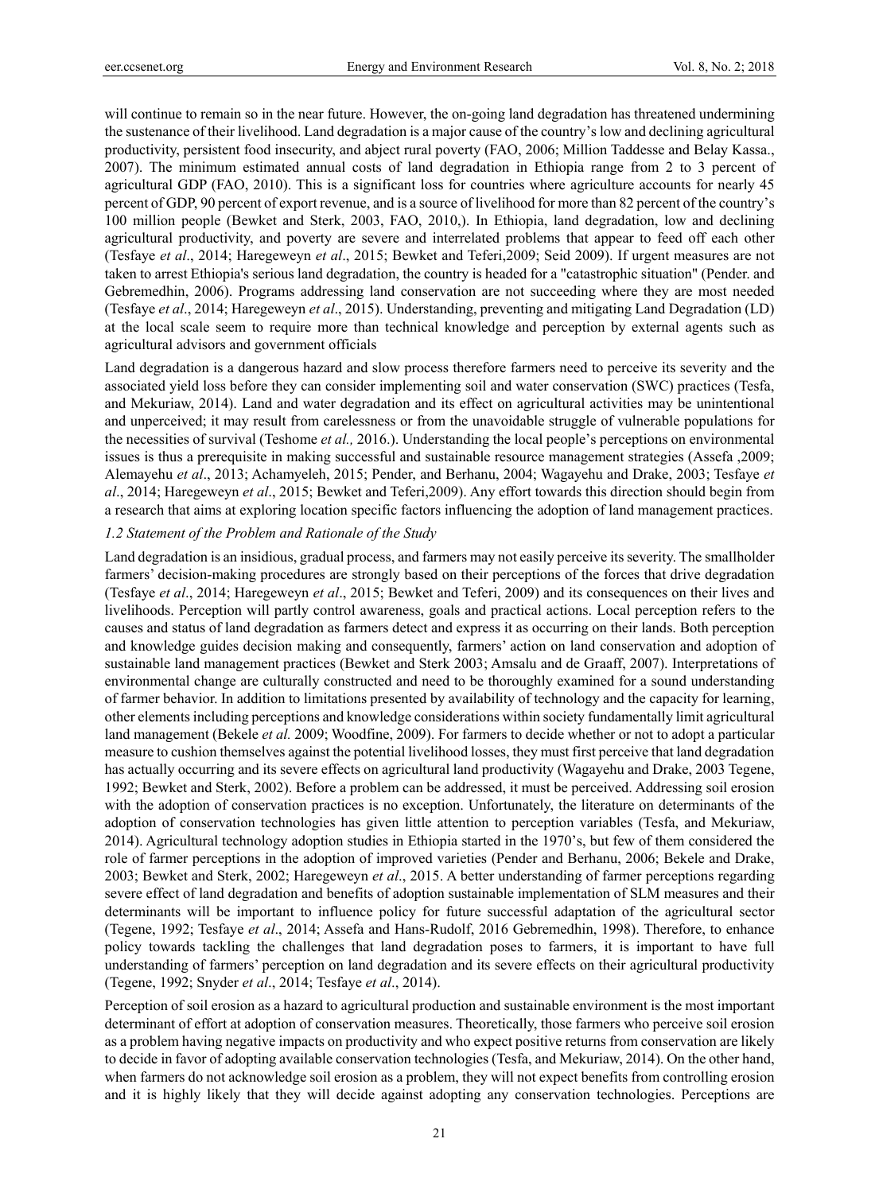will continue to remain so in the near future. However, the on-going land degradation has threatened undermining the sustenance of their livelihood. Land degradation is a major cause of the country's low and declining agricultural productivity, persistent food insecurity, and abject rural poverty (FAO, 2006; Million Taddesse and Belay Kassa., 2007). The minimum estimated annual costs of land degradation in Ethiopia range from 2 to 3 percent of agricultural GDP (FAO, 2010). This is a significant loss for countries where agriculture accounts for nearly 45 percent of GDP, 90 percent of export revenue, and is a source of livelihood for more than 82 percent of the country's 100 million people (Bewket and Sterk, 2003, FAO, 2010,). In Ethiopia, land degradation, low and declining agricultural productivity, and poverty are severe and interrelated problems that appear to feed off each other (Tesfaye *et al*., 2014; Haregeweyn *et al*., 2015; Bewket and Teferi,2009; Seid 2009). If urgent measures are not taken to arrest Ethiopia's serious land degradation, the country is headed for a "catastrophic situation" (Pender. and Gebremedhin, 2006). Programs addressing land conservation are not succeeding where they are most needed (Tesfaye *et al*., 2014; Haregeweyn *et al*., 2015). Understanding, preventing and mitigating Land Degradation (LD) at the local scale seem to require more than technical knowledge and perception by external agents such as agricultural advisors and government officials

Land degradation is a dangerous hazard and slow process therefore farmers need to perceive its severity and the associated yield loss before they can consider implementing soil and water conservation (SWC) practices (Tesfa, and Mekuriaw, 2014). Land and water degradation and its effect on agricultural activities may be unintentional and unperceived; it may result from carelessness or from the unavoidable struggle of vulnerable populations for the necessities of survival (Teshome *et al.,* 2016.). Understanding the local people's perceptions on environmental issues is thus a prerequisite in making successful and sustainable resource management strategies (Assefa ,2009; Alemayehu *et al*., 2013; Achamyeleh, 2015; Pender, and Berhanu, 2004; Wagayehu and Drake, 2003; Tesfaye *et al*., 2014; Haregeweyn *et al*., 2015; Bewket and Teferi,2009). Any effort towards this direction should begin from a research that aims at exploring location specific factors influencing the adoption of land management practices.

### *1.2 Statement of the Problem and Rationale of the Study*

Land degradation is an insidious, gradual process, and farmers may not easily perceive its severity. The smallholder farmers' decision-making procedures are strongly based on their perceptions of the forces that drive degradation (Tesfaye *et al*., 2014; Haregeweyn *et al*., 2015; Bewket and Teferi, 2009) and its consequences on their lives and livelihoods. Perception will partly control awareness, goals and practical actions. Local perception refers to the causes and status of land degradation as farmers detect and express it as occurring on their lands. Both perception and knowledge guides decision making and consequently, farmers' action on land conservation and adoption of sustainable land management practices (Bewket and Sterk 2003; Amsalu and de Graaff, 2007). Interpretations of environmental change are culturally constructed and need to be thoroughly examined for a sound understanding of farmer behavior. In addition to limitations presented by availability of technology and the capacity for learning, other elements including perceptions and knowledge considerations within society fundamentally limit agricultural land management (Bekele *et al.* 2009; Woodfine, 2009). For farmers to decide whether or not to adopt a particular measure to cushion themselves against the potential livelihood losses, they must first perceive that land degradation has actually occurring and its severe effects on agricultural land productivity (Wagayehu and Drake, 2003 Tegene, 1992; Bewket and Sterk, 2002). Before a problem can be addressed, it must be perceived. Addressing soil erosion with the adoption of conservation practices is no exception. Unfortunately, the literature on determinants of the adoption of conservation technologies has given little attention to perception variables (Tesfa, and Mekuriaw, 2014). Agricultural technology adoption studies in Ethiopia started in the 1970's, but few of them considered the role of farmer perceptions in the adoption of improved varieties (Pender and Berhanu, 2006; Bekele and Drake, 2003; Bewket and Sterk, 2002; Haregeweyn *et al*., 2015. A better understanding of farmer perceptions regarding severe effect of land degradation and benefits of adoption sustainable implementation of SLM measures and their determinants will be important to influence policy for future successful adaptation of the agricultural sector (Tegene, 1992; Tesfaye *et al*., 2014; Assefa and Hans-Rudolf, 2016 Gebremedhin, 1998). Therefore, to enhance policy towards tackling the challenges that land degradation poses to farmers, it is important to have full understanding of farmers' perception on land degradation and its severe effects on their agricultural productivity (Tegene, 1992; Snyder *et al*., 2014; Tesfaye *et al*., 2014).

Perception of soil erosion as a hazard to agricultural production and sustainable environment is the most important determinant of effort at adoption of conservation measures. Theoretically, those farmers who perceive soil erosion as a problem having negative impacts on productivity and who expect positive returns from conservation are likely to decide in favor of adopting available conservation technologies (Tesfa, and Mekuriaw, 2014). On the other hand, when farmers do not acknowledge soil erosion as a problem, they will not expect benefits from controlling erosion and it is highly likely that they will decide against adopting any conservation technologies. Perceptions are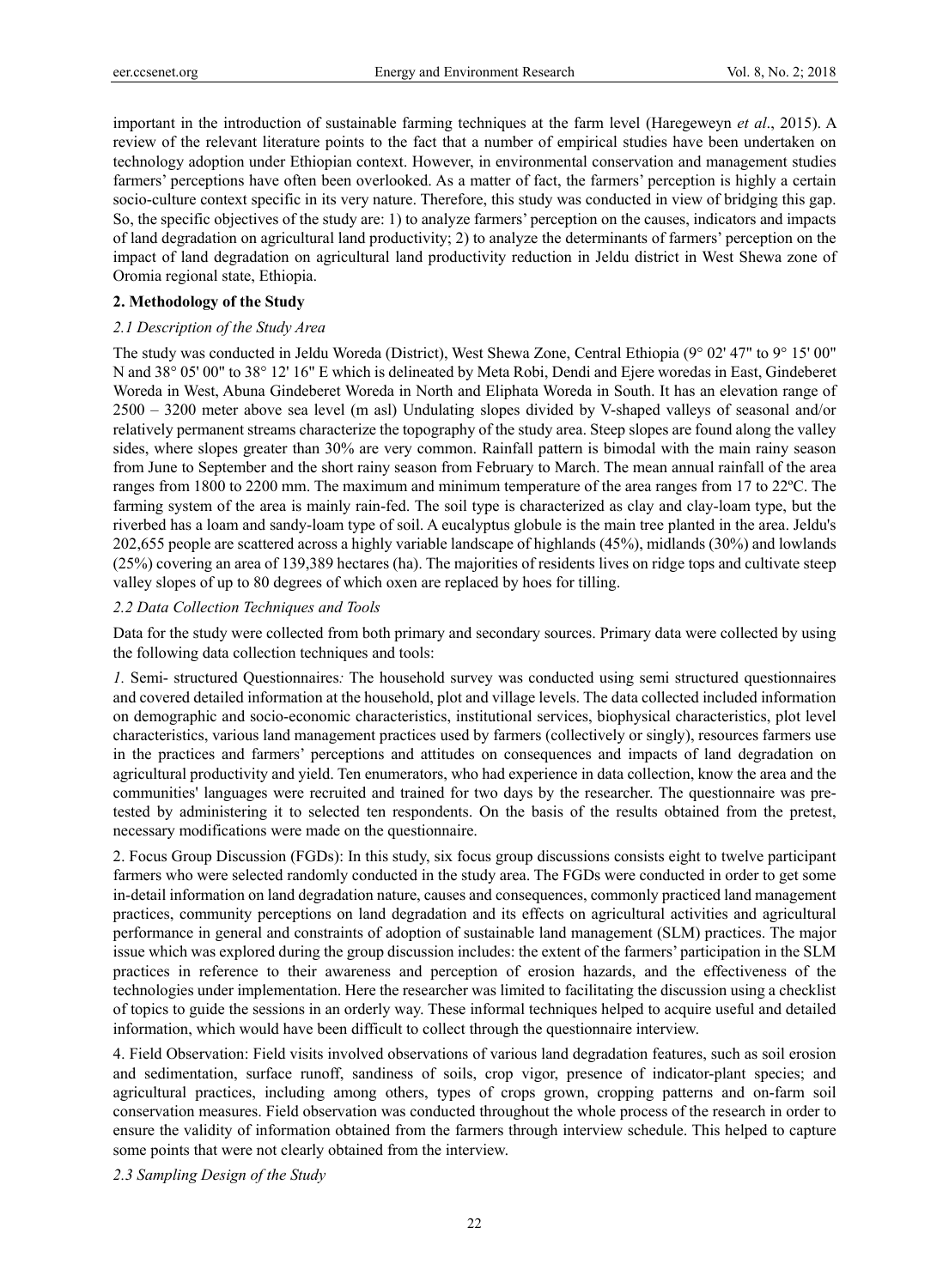important in the introduction of sustainable farming techniques at the farm level (Haregeweyn *et al*., 2015). A review of the relevant literature points to the fact that a number of empirical studies have been undertaken on technology adoption under Ethiopian context. However, in environmental conservation and management studies farmers' perceptions have often been overlooked. As a matter of fact, the farmers' perception is highly a certain socio-culture context specific in its very nature. Therefore, this study was conducted in view of bridging this gap. So, the specific objectives of the study are: 1) to analyze farmers' perception on the causes, indicators and impacts of land degradation on agricultural land productivity; 2) to analyze the determinants of farmers' perception on the impact of land degradation on agricultural land productivity reduction in Jeldu district in West Shewa zone of Oromia regional state, Ethiopia.

## 2. Methodology of the Study

### *2.1 Description of the Study Area*

The study was conducted in Jeldu Woreda (District), West Shewa Zone, Central Ethiopia (9° 02' 47" to 9° 15' 00" N and 38° 05' 00" to 38° 12' 16" E which is delineated by Meta Robi, Dendi and Ejere woredas in East, Gindeberet Woreda in West, Abuna Gindeberet Woreda in North and Eliphata Woreda in South. It has an elevation range of 2500 – 3200 meter above sea level (m asl) Undulating slopes divided by V-shaped valleys of seasonal and/or relatively permanent streams characterize the topography of the study area. Steep slopes are found along the valley sides, where slopes greater than 30% are very common. Rainfall pattern is bimodal with the main rainy season from June to September and the short rainy season from February to March. The mean annual rainfall of the area ranges from 1800 to 2200 mm. The maximum and minimum temperature of the area ranges from 17 to 22ºC. The farming system of the area is mainly rain-fed. The soil type is characterized as clay and clay-loam type, but the riverbed has a loam and sandy-loam type of soil. A eucalyptus globule is the main tree planted in the area. Jeldu's 202,655 people are scattered across a highly variable landscape of highlands (45%), midlands (30%) and lowlands (25%) covering an area of 139,389 hectares (ha). The majorities of residents lives on ridge tops and cultivate steep valley slopes of up to 80 degrees of which oxen are replaced by hoes for tilling.

### *2.2 Data Collection Techniques and Tools*

Data for the study were collected from both primary and secondary sources. Primary data were collected by using the following data collection techniques and tools:

*1.* Semi- structured Questionnaires*:* The household survey was conducted using semi structured questionnaires and covered detailed information at the household, plot and village levels. The data collected included information on demographic and socio-economic characteristics, institutional services, biophysical characteristics, plot level characteristics, various land management practices used by farmers (collectively or singly), resources farmers use in the practices and farmers' perceptions and attitudes on consequences and impacts of land degradation on agricultural productivity and yield. Ten enumerators, who had experience in data collection, know the area and the communities' languages were recruited and trained for two days by the researcher. The questionnaire was pre-tested by administering it to selected ten respondents. On the basis of the results obtained from the pretest, necessary modifications were made on the questionnaire.

2. Focus Group Discussion (FGDs): In this study, six focus group discussions consists eight to twelve participant farmers who were selected randomly conducted in the study area. The FGDs were conducted in order to get some in-detail information on land degradation nature, causes and consequences, commonly practiced land management practices, community perceptions on land degradation and its effects on agricultural activities and agricultural performance in general and constraints of adoption of sustainable land management (SLM) practices. The major issue which was explored during the group discussion includes: the extent of the farmers' participation in the SLM practices in reference to their awareness and perception of erosion hazards, and the effectiveness of the technologies under implementation. Here the researcher was limited to facilitating the discussion using a checklist of topics to guide the sessions in an orderly way. These informal techniques helped to acquire useful and detailed information, which would have been difficult to collect through the questionnaire interview.

4. Field Observation: Field visits involved observations of various land degradation features, such as soil erosion and sedimentation, surface runoff, sandiness of soils, crop vigor, presence of indicator-plant species; and agricultural practices, including among others, types of crops grown, cropping patterns and on-farm soil conservation measures. Field observation was conducted throughout the whole process of the research in order to ensure the validity of information obtained from the farmers through interview schedule. This helped to capture some points that were not clearly obtained from the interview.

### *2.3 Sampling Design of the Study*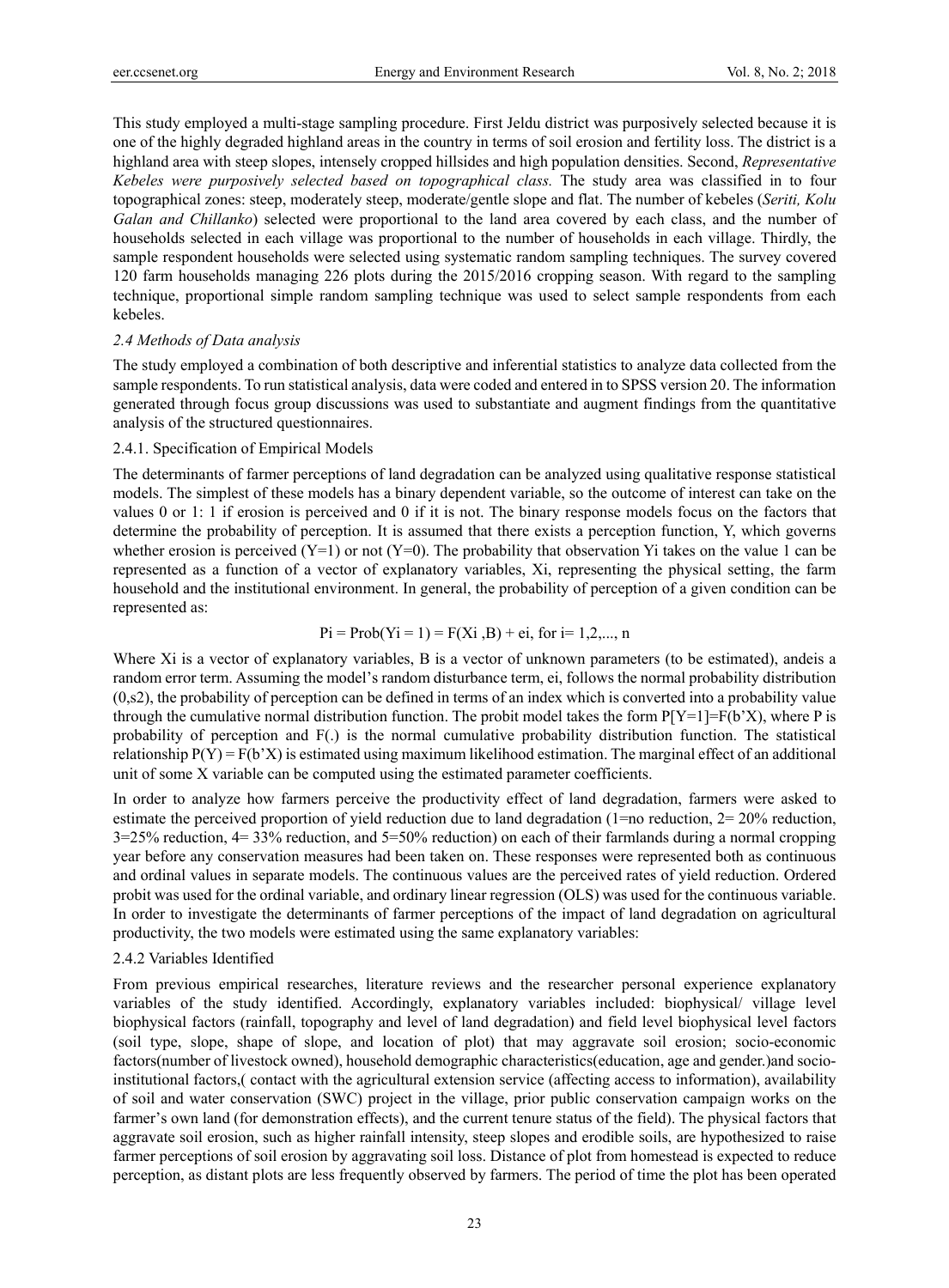This study employed a multi-stage sampling procedure. First Jeldu district was purposively selected because it is one of the highly degraded highland areas in the country in terms of soil erosion and fertility loss. The district is a highland area with steep slopes, intensely cropped hillsides and high population densities. Second, *Representative Kebeles were purposively selected based on topographical class.* The study area was classified in to four topographical zones: steep, moderately steep, moderate/gentle slope and flat. The number of kebeles (*Seriti, Kolu Galan and Chillanko*) selected were proportional to the land area covered by each class, and the number of households selected in each village was proportional to the number of households in each village. Thirdly, the sample respondent households were selected using systematic random sampling techniques. The survey covered 120 farm households managing 226 plots during the 2015/2016 cropping season. With regard to the sampling technique, proportional simple random sampling technique was used to select sample respondents from each kebeles.

### *2.4 Methods of Data analysis*

The study employed a combination of both descriptive and inferential statistics to analyze data collected from the sample respondents. To run statistical analysis, data were coded and entered in to SPSS version 20. The information generated through focus group discussions was used to substantiate and augment findings from the quantitative analysis of the structured questionnaires.

#### 2.4.1. Specification of Empirical Models

The determinants of farmer perceptions of land degradation can be analyzed using qualitative response statistical models. The simplest of these models has a binary dependent variable, so the outcome of interest can take on the values 0 or 1: 1 if erosion is perceived and 0 if it is not. The binary response models focus on the factors that determine the probability of perception. It is assumed that there exists a perception function, Y, which governs whether erosion is perceived (Y=1) or not (Y=0). The probability that observation Yi takes on the value 1 can be represented as a function of a vector of explanatory variables, Xi, representing the physical setting, the farm household and the institutional environment. In general, the probability of perception of a given condition can be represented as:

$$P_i = \text{Prob}(Y_i = 1) = F(X_i, B) + e_i, \text{ for } i = 1,2,..., n$$

Where Xi is a vector of explanatory variables, B is a vector of unknown parameters (to be estimated), andeis a random error term. Assuming the model's random disturbance term, ei, follows the normal probability distribution (0,s2), the probability of perception can be defined in terms of an index which is converted into a probability value through the cumulative normal distribution function. The probit model takes the form P[Y=1]=F(b'X), where P is probability of perception and F(.) is the normal cumulative probability distribution function. The statistical relationship P(Y) = F(b'X) is estimated using maximum likelihood estimation. The marginal effect of an additional unit of some X variable can be computed using the estimated parameter coefficients.

In order to analyze how farmers perceive the productivity effect of land degradation, farmers were asked to estimate the perceived proportion of yield reduction due to land degradation (1=no reduction, 2= 20% reduction, 3=25% reduction, 4= 33% reduction, and 5=50% reduction) on each of their farmlands during a normal cropping year before any conservation measures had been taken on. These responses were represented both as continuous and ordinal values in separate models. The continuous values are the perceived rates of yield reduction. Ordered probit was used for the ordinal variable, and ordinary linear regression (OLS) was used for the continuous variable. In order to investigate the determinants of farmer perceptions of the impact of land degradation on agricultural productivity, the two models were estimated using the same explanatory variables:

#### 2.4.2 Variables Identified

From previous empirical researches, literature reviews and the researcher personal experience explanatory variables of the study identified. Accordingly, explanatory variables included: biophysical/ village level biophysical factors (rainfall, topography and level of land degradation) and field level biophysical level factors (soil type, slope, shape of slope, and location of plot) that may aggravate soil erosion; socio-economic factors(number of livestock owned), household demographic characteristics(education, age and gender.)and socio-institutional factors,( contact with the agricultural extension service (affecting access to information), availability of soil and water conservation (SWC) project in the village, prior public conservation campaign works on the farmer's own land (for demonstration effects), and the current tenure status of the field). The physical factors that aggravate soil erosion, such as higher rainfall intensity, steep slopes and erodible soils, are hypothesized to raise farmer perceptions of soil erosion by aggravating soil loss. Distance of plot from homestead is expected to reduce perception, as distant plots are less frequently observed by farmers. The period of time the plot has been operated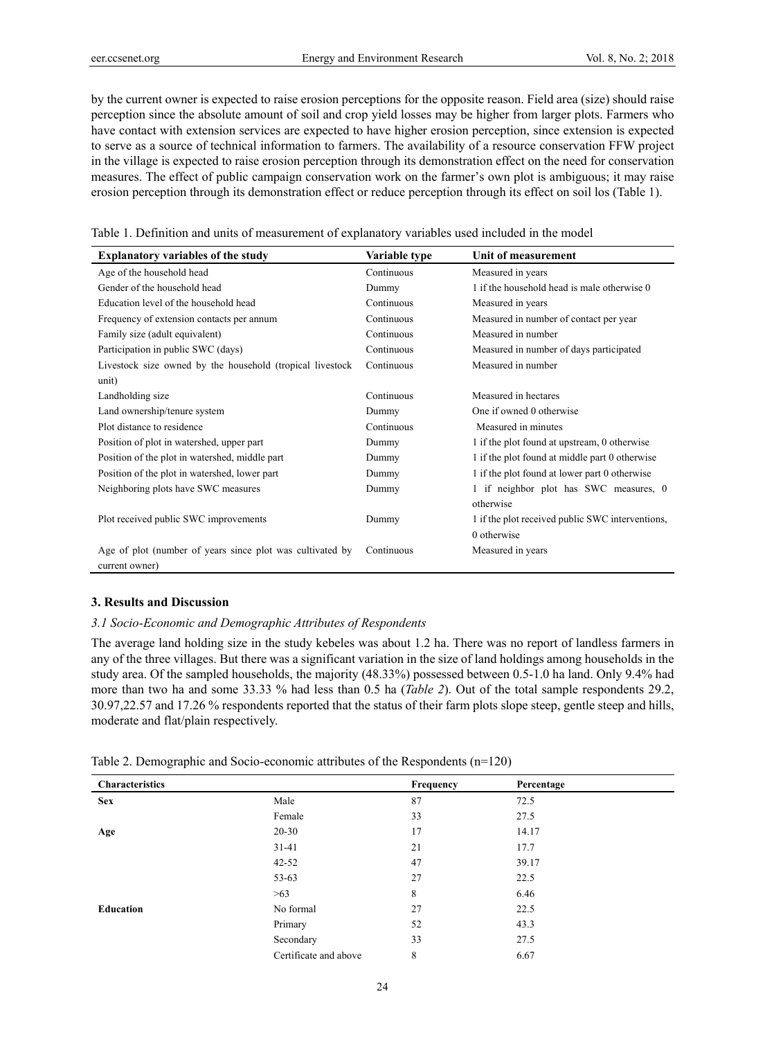by the current owner is expected to raise erosion perceptions for the opposite reason. Field area (size) should raise perception since the absolute amount of soil and crop yield losses may be higher from larger plots. Farmers who have contact with extension services are expected to have higher erosion perception, since extension is expected to serve as a source of technical information to farmers. The availability of a resource conservation FFW project in the village is expected to raise erosion perception through its demonstration effect on the need for conservation measures. The effect of public campaign conservation work on the farmer's own plot is ambiguous; it may raise erosion perception through its demonstration effect or reduce perception through its effect on soil los (Table 1).

Table 1. Definition and units of measurement of explanatory variables used included in the model

| Explanatory variables of the study | Variable type | Unit of measurement |
|---|---|---|
| Age of the household head | Continuous | Measured in years |
| Gender of the household head | Dummy | 1 if the household head is male otherwise 0 |
| Education level of the household head | Continuous | Measured in years |
| Frequency of extension contacts per annum | Continuous | Measured in number of contact per year |
| Family size (adult equivalent) | Continuous | Measured in number |
| Participation in public SWC (days) | Continuous | Measured in number of days participated |
| Livestock size owned by the household (tropical livestock unit) | Continuous | Measured in number |
| Landholding size | Continuous | Measured in hectares |
| Land ownership/tenure system | Dummy | One if owned 0 otherwise |
| Plot distance to residence | Continuous | Measured in minutes |
| Position of plot in watershed, upper part | Dummy | 1 if the plot found at upstream, 0 otherwise |
| Position of the plot in watershed, middle part | Dummy | 1 if the plot found at middle part 0 otherwise |
| Position of the plot in watershed, lower part | Dummy | 1 if the plot found at lower part 0 otherwise |
| Neighboring plots have SWC measures | Dummy | 1 if neighbor plot has SWC measures, 0 otherwise |
| Plot received public SWC improvements | Dummy | 1 if the plot received public SWC interventions, 0 otherwise |
| Age of plot (number of years since plot was cultivated by current owner) | Continuous | Measured in years |

## 3. Results and Discussion

### *3.1 Socio-Economic and Demographic Attributes of Respondents*

The average land holding size in the study kebeles was about 1.2 ha. There was no report of landless farmers in any of the three villages. But there was a significant variation in the size of land holdings among households in the study area. Of the sampled households, the majority (48.33%) possessed between 0.5-1.0 ha land. Only 9.4% had more than two ha and some 33.33 % had less than 0.5 ha (*Table 2*). Out of the total sample respondents 29.2, 30.97,22.57 and 17.26 % respondents reported that the status of their farm plots slope steep, gentle steep and hills, moderate and flat/plain respectively.

Table 2. Demographic and Socio-economic attributes of the Respondents (n=120)

| Characteristics | | Frequency | Percentage |
|---|---|---|---|
| **Sex** | Male | 87 | 72.5 |
| | Female | 33 | 27.5 |
| **Age** | 20-30 | 17 | 14.17 |
| | 31-41 | 21 | 17.7 |
| | 42-52 | 47 | 39.17 |
| | 53-63 | 27 | 22.5 |
| | >63 | 8 | 6.46 |
| **Education** | No formal | 27 | 22.5 |
| | Primary | 52 | 43.3 |
| | Secondary | 33 | 27.5 |
| | Certificate and above | 8 | 6.67 |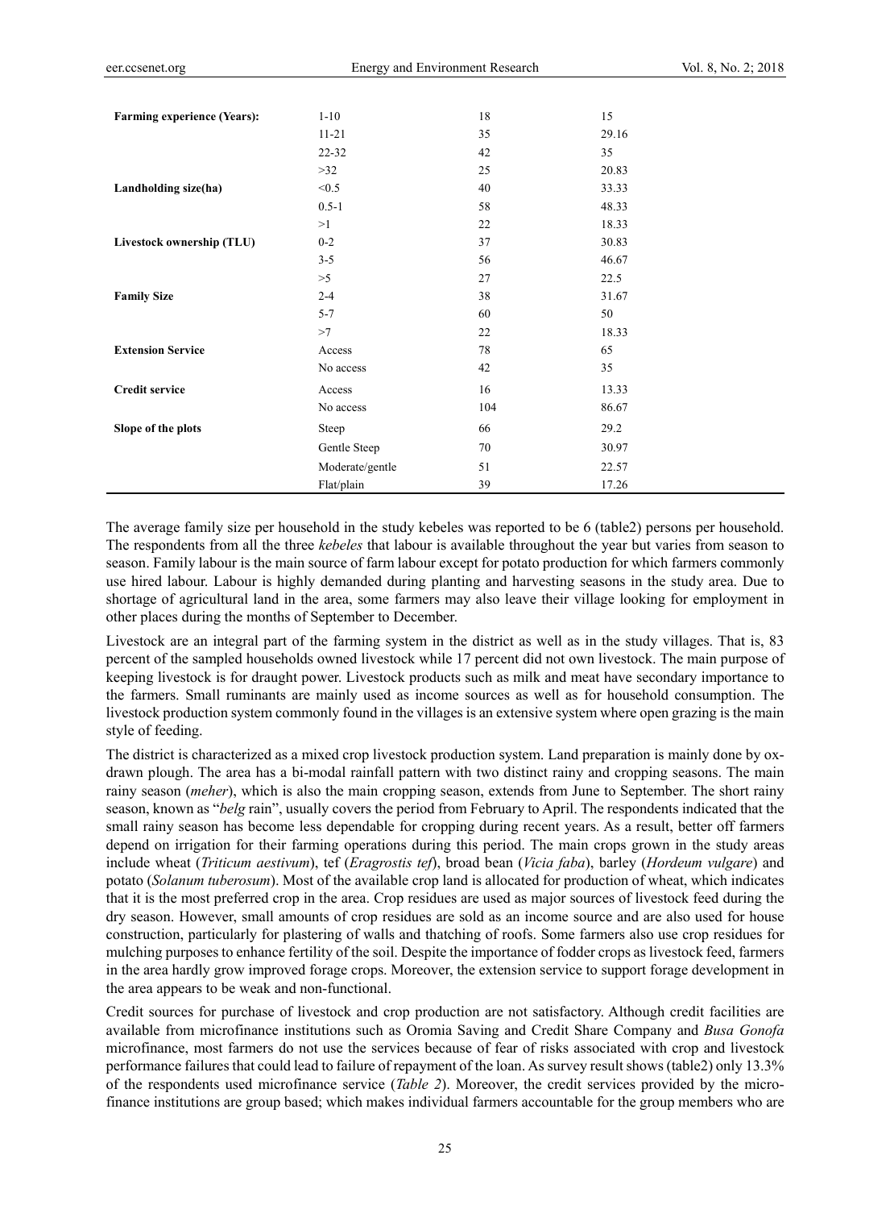| | | | |
|---|---|---|---|
| **Farming experience (Years):** | 1-10 | 18 | 15 |
| | 11-21 | 35 | 29.16 |
| | 22-32 | 42 | 35 |
| | >32 | 25 | 20.83 |
| **Landholding size(ha)** | <0.5 | 40 | 33.33 |
| | 0.5-1 | 58 | 48.33 |
| | >1 | 22 | 18.33 |
| **Livestock ownership (TLU)** | 0-2 | 37 | 30.83 |
| | 3-5 | 56 | 46.67 |
| | >5 | 27 | 22.5 |
| **Family Size** | 2-4 | 38 | 31.67 |
| | 5-7 | 60 | 50 |
| | >7 | 22 | 18.33 |
| **Extension Service** | Access | 78 | 65 |
| | No access | 42 | 35 |
| **Credit service** | Access | 16 | 13.33 |
| | No access | 104 | 86.67 |
| **Slope of the plots** | Steep | 66 | 29.2 |
| | Gentle Steep | 70 | 30.97 |
| | Moderate/gentle | 51 | 22.57 |
| | Flat/plain | 39 | 17.26 |

The average family size per household in the study kebeles was reported to be 6 (table2) persons per household. The respondents from all the three *kebeles* that labour is available throughout the year but varies from season to season. Family labour is the main source of farm labour except for potato production for which farmers commonly use hired labour. Labour is highly demanded during planting and harvesting seasons in the study area. Due to shortage of agricultural land in the area, some farmers may also leave their village looking for employment in other places during the months of September to December.

Livestock are an integral part of the farming system in the district as well as in the study villages. That is, 83 percent of the sampled households owned livestock while 17 percent did not own livestock. The main purpose of keeping livestock is for draught power. Livestock products such as milk and meat have secondary importance to the farmers. Small ruminants are mainly used as income sources as well as for household consumption. The livestock production system commonly found in the villages is an extensive system where open grazing is the main style of feeding.

The district is characterized as a mixed crop livestock production system. Land preparation is mainly done by ox-drawn plough. The area has a bi-modal rainfall pattern with two distinct rainy and cropping seasons. The main rainy season (*meher*), which is also the main cropping season, extends from June to September. The short rainy season, known as "*belg* rain", usually covers the period from February to April. The respondents indicated that the small rainy season has become less dependable for cropping during recent years. As a result, better off farmers depend on irrigation for their farming operations during this period. The main crops grown in the study areas include wheat (*Triticum aestivum*), tef (*Eragrostis tef*), broad bean (*Vicia faba*), barley (*Hordeum vulgare*) and potato (*Solanum tuberosum*). Most of the available crop land is allocated for production of wheat, which indicates that it is the most preferred crop in the area. Crop residues are used as major sources of livestock feed during the dry season. However, small amounts of crop residues are sold as an income source and are also used for house construction, particularly for plastering of walls and thatching of roofs. Some farmers also use crop residues for mulching purposes to enhance fertility of the soil. Despite the importance of fodder crops as livestock feed, farmers in the area hardly grow improved forage crops. Moreover, the extension service to support forage development in the area appears to be weak and non-functional.

Credit sources for purchase of livestock and crop production are not satisfactory. Although credit facilities are available from microfinance institutions such as Oromia Saving and Credit Share Company and *Busa Gonofa* microfinance, most farmers do not use the services because of fear of risks associated with crop and livestock performance failures that could lead to failure of repayment of the loan. As survey result shows (table2) only 13.3% of the respondents used microfinance service (*Table 2*). Moreover, the credit services provided by the micro-finance institutions are group based; which makes individual farmers accountable for the group members who are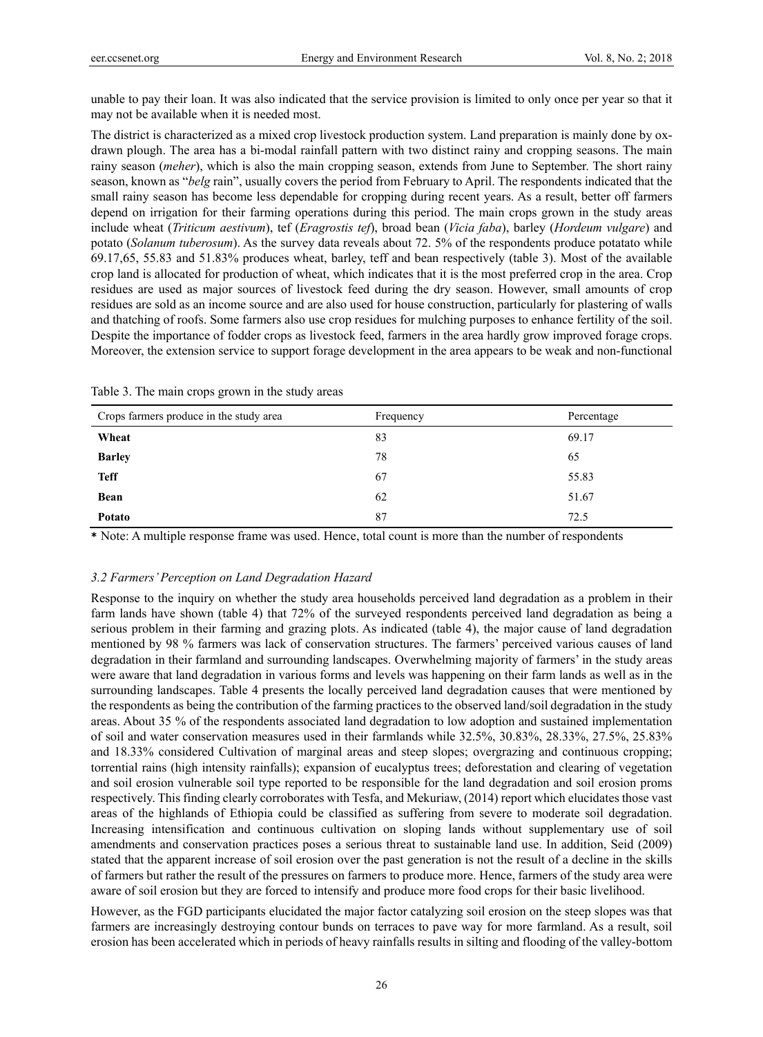unable to pay their loan. It was also indicated that the service provision is limited to only once per year so that it may not be available when it is needed most.

The district is characterized as a mixed crop livestock production system. Land preparation is mainly done by ox-drawn plough. The area has a bi-modal rainfall pattern with two distinct rainy and cropping seasons. The main rainy season (*meher*), which is also the main cropping season, extends from June to September. The short rainy season, known as "*belg* rain", usually covers the period from February to April. The respondents indicated that the small rainy season has become less dependable for cropping during recent years. As a result, better off farmers depend on irrigation for their farming operations during this period. The main crops grown in the study areas include wheat (*Triticum aestivum*), tef (*Eragrostis tef*), broad bean (*Vicia faba*), barley (*Hordeum vulgare*) and potato (*Solanum tuberosum*). As the survey data reveals about 72. 5% of the respondents produce potatato while 69.17,65, 55.83 and 51.83% produces wheat, barley, teff and bean respectively (table 3). Most of the available crop land is allocated for production of wheat, which indicates that it is the most preferred crop in the area. Crop residues are used as major sources of livestock feed during the dry season. However, small amounts of crop residues are sold as an income source and are also used for house construction, particularly for plastering of walls and thatching of roofs. Some farmers also use crop residues for mulching purposes to enhance fertility of the soil. Despite the importance of fodder crops as livestock feed, farmers in the area hardly grow improved forage crops. Moreover, the extension service to support forage development in the area appears to be weak and non-functional

Table 3. The main crops grown in the study areas

| Crops farmers produce in the study area | Frequency | Percentage |
|---|---|---|
| **Wheat** | 83 | 69.17 |
| **Barley** | 78 | 65 |
| **Teff** | 67 | 55.83 |
| **Bean** | 62 | 51.67 |
| **Potato** | 87 | 72.5 |

**\*** Note: A multiple response frame was used. Hence, total count is more than the number of respondents

### *3.2 Farmers' Perception on Land Degradation Hazard*

Response to the inquiry on whether the study area households perceived land degradation as a problem in their farm lands have shown (table 4) that 72% of the surveyed respondents perceived land degradation as being a serious problem in their farming and grazing plots. As indicated (table 4), the major cause of land degradation mentioned by 98 % farmers was lack of conservation structures. The farmers' perceived various causes of land degradation in their farmland and surrounding landscapes. Overwhelming majority of farmers' in the study areas were aware that land degradation in various forms and levels was happening on their farm lands as well as in the surrounding landscapes. Table 4 presents the locally perceived land degradation causes that were mentioned by the respondents as being the contribution of the farming practices to the observed land/soil degradation in the study areas. About 35 % of the respondents associated land degradation to low adoption and sustained implementation of soil and water conservation measures used in their farmlands while 32.5%, 30.83%, 28.33%, 27.5%, 25.83% and 18.33% considered Cultivation of marginal areas and steep slopes; overgrazing and continuous cropping; torrential rains (high intensity rainfalls); expansion of eucalyptus trees; deforestation and clearing of vegetation and soil erosion vulnerable soil type reported to be responsible for the land degradation and soil erosion proms respectively. This finding clearly corroborates with Tesfa, and Mekuriaw, (2014) report which elucidates those vast areas of the highlands of Ethiopia could be classified as suffering from severe to moderate soil degradation. Increasing intensification and continuous cultivation on sloping lands without supplementary use of soil amendments and conservation practices poses a serious threat to sustainable land use. In addition, Seid (2009) stated that the apparent increase of soil erosion over the past generation is not the result of a decline in the skills of farmers but rather the result of the pressures on farmers to produce more. Hence, farmers of the study area were aware of soil erosion but they are forced to intensify and produce more food crops for their basic livelihood.

However, as the FGD participants elucidated the major factor catalyzing soil erosion on the steep slopes was that farmers are increasingly destroying contour bunds on terraces to pave way for more farmland. As a result, soil erosion has been accelerated which in periods of heavy rainfalls results in silting and flooding of the valley-bottom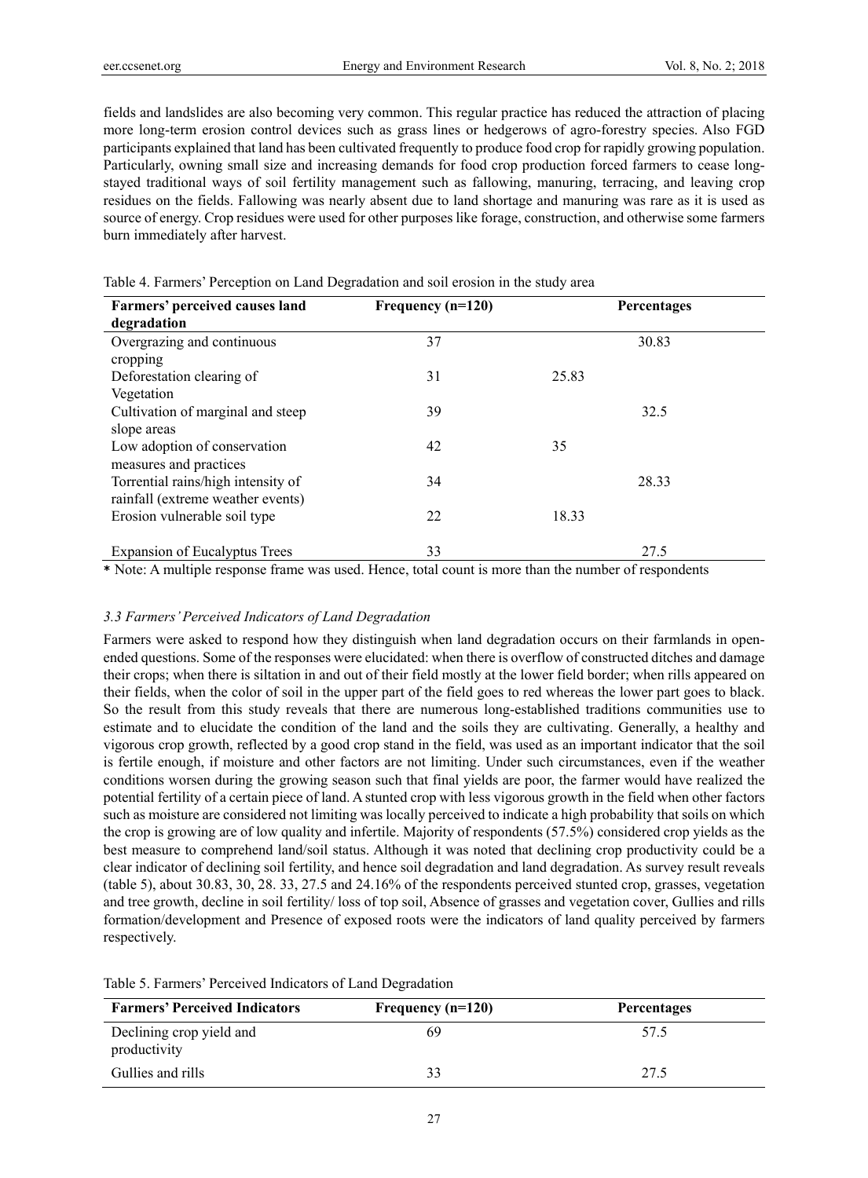fields and landslides are also becoming very common. This regular practice has reduced the attraction of placing more long-term erosion control devices such as grass lines or hedgerows of agro-forestry species. Also FGD participants explained that land has been cultivated frequently to produce food crop for rapidly growing population. Particularly, owning small size and increasing demands for food crop production forced farmers to cease long-stayed traditional ways of soil fertility management such as fallowing, manuring, terracing, and leaving crop residues on the fields. Fallowing was nearly absent due to land shortage and manuring was rare as it is used as source of energy. Crop residues were used for other purposes like forage, construction, and otherwise some farmers burn immediately after harvest.

Table 4. Farmers' Perception on Land Degradation and soil erosion in the study area

| Farmers' perceived causes land degradation | Frequency (n=120) | Percentages |
|---|---|---|
| Overgrazing and continuous cropping | 37 | 30.83 |
| Deforestation clearing of Vegetation | 31 | 25.83 |
| Cultivation of marginal and steep slope areas | 39 | 32.5 |
| Low adoption of conservation measures and practices | 42 | 35 |
| Torrential rains/high intensity of rainfall (extreme weather events) | 34 | 28.33 |
| Erosion vulnerable soil type | 22 | 18.33 |
| Expansion of Eucalyptus Trees | 33 | 27.5 |

* Note: A multiple response frame was used. Hence, total count is more than the number of respondents

### *3.3 Farmers' Perceived Indicators of Land Degradation*

Farmers were asked to respond how they distinguish when land degradation occurs on their farmlands in open-ended questions. Some of the responses were elucidated: when there is overflow of constructed ditches and damage their crops; when there is siltation in and out of their field mostly at the lower field border; when rills appeared on their fields, when the color of soil in the upper part of the field goes to red whereas the lower part goes to black. So the result from this study reveals that there are numerous long-established traditions communities use to estimate and to elucidate the condition of the land and the soils they are cultivating. Generally, a healthy and vigorous crop growth, reflected by a good crop stand in the field, was used as an important indicator that the soil is fertile enough, if moisture and other factors are not limiting. Under such circumstances, even if the weather conditions worsen during the growing season such that final yields are poor, the farmer would have realized the potential fertility of a certain piece of land. A stunted crop with less vigorous growth in the field when other factors such as moisture are considered not limiting was locally perceived to indicate a high probability that soils on which the crop is growing are of low quality and infertile. Majority of respondents (57.5%) considered crop yields as the best measure to comprehend land/soil status. Although it was noted that declining crop productivity could be a clear indicator of declining soil fertility, and hence soil degradation and land degradation. As survey result reveals (table 5), about 30.83, 30, 28. 33, 27.5 and 24.16% of the respondents perceived stunted crop, grasses, vegetation and tree growth, decline in soil fertility/ loss of top soil, Absence of grasses and vegetation cover, Gullies and rills formation/development and Presence of exposed roots were the indicators of land quality perceived by farmers respectively.

Table 5. Farmers' Perceived Indicators of Land Degradation

| Farmers' Perceived Indicators | Frequency (n=120) | Percentages |
|---|---|---|
| Declining crop yield and productivity | 69 | 57.5 |
| Gullies and rills | 33 | 27.5 |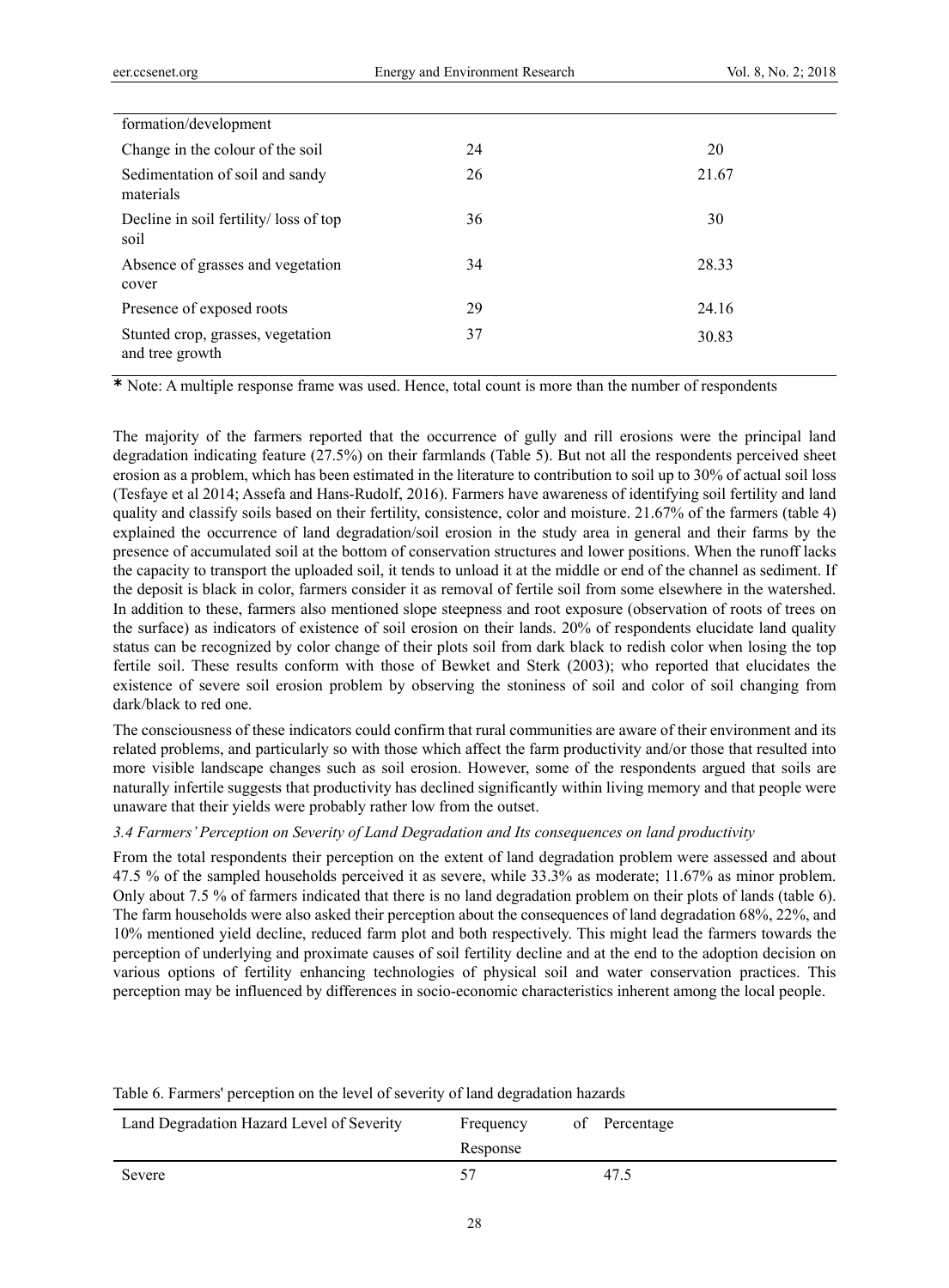| | | |
|---|---|---|
| formation/development | | |
| Change in the colour of the soil | 24 | 20 |
| Sedimentation of soil and sandy materials | 26 | 21.67 |
| Decline in soil fertility/ loss of top soil | 36 | 30 |
| Absence of grasses and vegetation cover | 34 | 28.33 |
| Presence of exposed roots | 29 | 24.16 |
| Stunted crop, grasses, vegetation and tree growth | 37 | 30.83 |

**\*** Note: A multiple response frame was used. Hence, total count is more than the number of respondents

The majority of the farmers reported that the occurrence of gully and rill erosions were the principal land degradation indicating feature (27.5%) on their farmlands (Table 5). But not all the respondents perceived sheet erosion as a problem, which has been estimated in the literature to contribution to soil up to 30% of actual soil loss (Tesfaye et al 2014; Assefa and Hans-Rudolf, 2016). Farmers have awareness of identifying soil fertility and land quality and classify soils based on their fertility, consistence, color and moisture. 21.67% of the farmers (table 4) explained the occurrence of land degradation/soil erosion in the study area in general and their farms by the presence of accumulated soil at the bottom of conservation structures and lower positions. When the runoff lacks the capacity to transport the uploaded soil, it tends to unload it at the middle or end of the channel as sediment. If the deposit is black in color, farmers consider it as removal of fertile soil from some elsewhere in the watershed. In addition to these, farmers also mentioned slope steepness and root exposure (observation of roots of trees on the surface) as indicators of existence of soil erosion on their lands. 20% of respondents elucidate land quality status can be recognized by color change of their plots soil from dark black to redish color when losing the top fertile soil. These results conform with those of Bewket and Sterk (2003); who reported that elucidates the existence of severe soil erosion problem by observing the stoniness of soil and color of soil changing from dark/black to red one.

The consciousness of these indicators could confirm that rural communities are aware of their environment and its related problems, and particularly so with those which affect the farm productivity and/or those that resulted into more visible landscape changes such as soil erosion. However, some of the respondents argued that soils are naturally infertile suggests that productivity has declined significantly within living memory and that people were unaware that their yields were probably rather low from the outset.

### *3.4 Farmers' Perception on Severity of Land Degradation and Its consequences on land productivity*

From the total respondents their perception on the extent of land degradation problem were assessed and about 47.5 % of the sampled households perceived it as severe, while 33.3% as moderate; 11.67% as minor problem. Only about 7.5 % of farmers indicated that there is no land degradation problem on their plots of lands (table 6). The farm households were also asked their perception about the consequences of land degradation 68%, 22%, and 10% mentioned yield decline, reduced farm plot and both respectively. This might lead the farmers towards the perception of underlying and proximate causes of soil fertility decline and at the end to the adoption decision on various options of fertility enhancing technologies of physical soil and water conservation practices. This perception may be influenced by differences in socio-economic characteristics inherent among the local people.

Table 6. Farmers' perception on the level of severity of land degradation hazards

| Land Degradation Hazard Level of Severity | Frequency of Response | Percentage |
|---|---|---|
| Severe | 57 | 47.5 |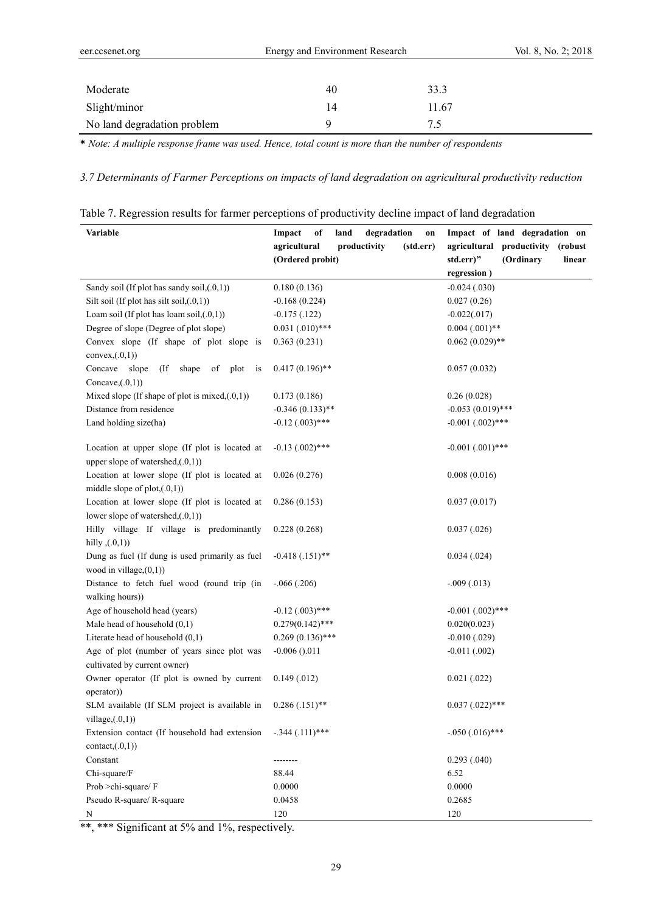| | | |
|---|---|---|
| Moderate | 40 | 33.3 |
| Slight/minor | 14 | 11.67 |
| No land degradation problem | 9 | 7.5 |

**\*** *Note: A multiple response frame was used. Hence, total count is more than the number of respondents*

### *3.7 Determinants of Farmer Perceptions on impacts of land degradation on agricultural productivity reduction*

Table 7. Regression results for farmer perceptions of productivity decline impact of land degradation

| **Variable** | **Impact of land degradation on agricultural productivity (std.err) (Ordered probit)** | **Impact of land degradation on agricultural productivity (robust std.err)" (Ordinary linear regression )** |
|---|---|---|
| Sandy soil (If plot has sandy soil,(.0,1)) | 0.180 (0.136) | -0.024 (.030) |
| Silt soil (If plot has silt soil,(.0,1)) | -0.168 (0.224) | 0.027 (0.26) |
| Loam soil (If plot has loam soil,(.0,1)) | -0.175 (.122) | -0.022(.017) |
| Degree of slope (Degree of plot slope) | 0.031 (.010)\*\*\* | 0.004 (.001)\*\* |
| Convex slope (If shape of plot slope is convex,(.0,1)) | 0.363 (0.231) | 0.062 (0.029)\*\* |
| Concave slope (If shape of plot is Concave,(.0,1)) | 0.417 (0.196)\*\* | 0.057 (0.032) |
| Mixed slope (If shape of plot is mixed,(.0,1)) | 0.173 (0.186) | 0.26 (0.028) |
| Distance from residence | -0.346 (0.133)\*\* | -0.053 (0.019)\*\*\* |
| Land holding size(ha) | -0.12 (.003)\*\*\* | -0.001 (.002)\*\*\* |
| Location at upper slope (If plot is located at upper slope of watershed,(.0,1)) | -0.13 (.002)\*\*\* | -0.001 (.001)\*\*\* |
| Location at lower slope (If plot is located at middle slope of plot,(.0,1)) | 0.026 (0.276) | 0.008 (0.016) |
| Location at lower slope (If plot is located at lower slope of watershed,(.0,1)) | 0.286 (0.153) | 0.037 (0.017) |
| Hilly village If village is predominantly hilly ,(.0,1)) | 0.228 (0.268) | 0.037 (.026) |
| Dung as fuel (If dung is used primarily as fuel wood in village,(0,1)) | -0.418 (.151)\*\* | 0.034 (.024) |
| Distance to fetch fuel wood (round trip (in walking hours)) | -.066 (.206) | -.009 (.013) |
| Age of household head (years) | -0.12 (.003)\*\*\* | -0.001 (.002)\*\*\* |
| Male head of household (0,1) | 0.279(0.142)\*\*\* | 0.020(0.023) |
| Literate head of household (0,1) | 0.269 (0.136)\*\*\* | -0.010 (.029) |
| Age of plot (number of years since plot was cultivated by current owner) | -0.006 ().011 | -0.011 (.002) |
| Owner operator (If plot is owned by current operator)) | 0.149 (.012) | 0.021 (.022) |
| SLM available (If SLM project is available in village,(.0,1)) | 0.286 (.151)\*\* | 0.037 (.022)\*\*\* |
| Extension contact (If household had extension contact,(.0,1)) | -.344 (.111)\*\*\* | -.050 (.016)\*\*\* |
| Constant | -------- | 0.293 (.040) |
| Chi-square/F | 88.44 | 6.52 |
| Prob >chi-square/ F | 0.0000 | 0.0000 |
| Pseudo R-square/ R-square | 0.0458 | 0.2685 |
| N | 120 | 120 |

\*\*, \*\*\* Significant at 5% and 1%, respectively.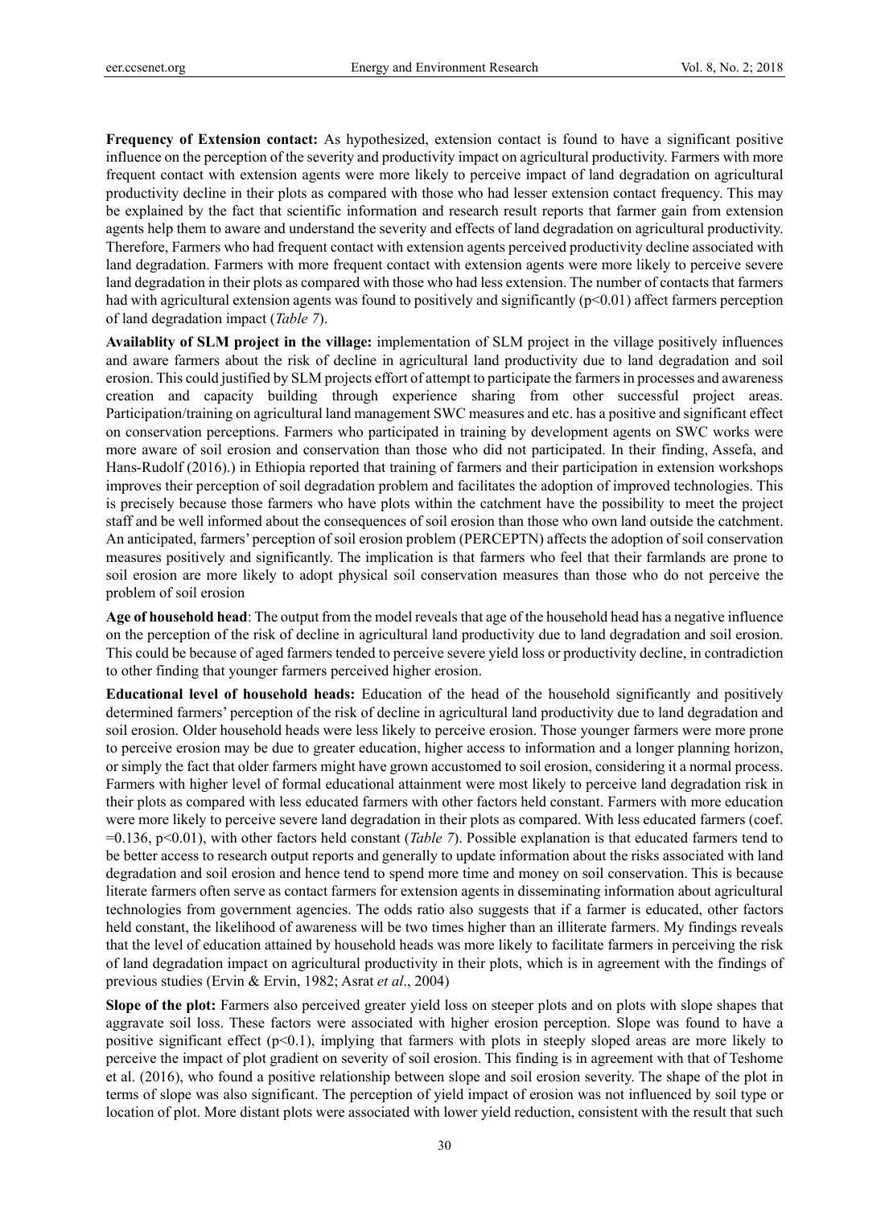**Frequency of Extension contact:** As hypothesized, extension contact is found to have a significant positive influence on the perception of the severity and productivity impact on agricultural productivity. Farmers with more frequent contact with extension agents were more likely to perceive impact of land degradation on agricultural productivity decline in their plots as compared with those who had lesser extension contact frequency. This may be explained by the fact that scientific information and research result reports that farmer gain from extension agents help them to aware and understand the severity and effects of land degradation on agricultural productivity. Therefore, Farmers who had frequent contact with extension agents perceived productivity decline associated with land degradation. Farmers with more frequent contact with extension agents were more likely to perceive severe land degradation in their plots as compared with those who had less extension. The number of contacts that farmers had with agricultural extension agents was found to positively and significantly ($p<0.01$) affect farmers perception of land degradation impact (*Table 7*).

**Availablity of SLM project in the village:** implementation of SLM project in the village positively influences and aware farmers about the risk of decline in agricultural land productivity due to land degradation and soil erosion. This could justified by SLM projects effort of attempt to participate the farmers in processes and awareness creation and capacity building through experience sharing from other successful project areas. Participation/training on agricultural land management SWC measures and etc. has a positive and significant effect on conservation perceptions. Farmers who participated in training by development agents on SWC works were more aware of soil erosion and conservation than those who did not participated. In their finding, Assefa, and Hans-Rudolf (2016).) in Ethiopia reported that training of farmers and their participation in extension workshops improves their perception of soil degradation problem and facilitates the adoption of improved technologies. This is precisely because those farmers who have plots within the catchment have the possibility to meet the project staff and be well informed about the consequences of soil erosion than those who own land outside the catchment. An anticipated, farmers' perception of soil erosion problem (PERCEPTN) affects the adoption of soil conservation measures positively and significantly. The implication is that farmers who feel that their farmlands are prone to soil erosion are more likely to adopt physical soil conservation measures than those who do not perceive the problem of soil erosion

**Age of household head**: The output from the model reveals that age of the household head has a negative influence on the perception of the risk of decline in agricultural land productivity due to land degradation and soil erosion. This could be because of aged farmers tended to perceive severe yield loss or productivity decline, in contradiction to other finding that younger farmers perceived higher erosion.

**Educational level of household heads:** Education of the head of the household significantly and positively determined farmers' perception of the risk of decline in agricultural land productivity due to land degradation and soil erosion. Older household heads were less likely to perceive erosion. Those younger farmers were more prone to perceive erosion may be due to greater education, higher access to information and a longer planning horizon, or simply the fact that older farmers might have grown accustomed to soil erosion, considering it a normal process. Farmers with higher level of formal educational attainment were most likely to perceive land degradation risk in their plots as compared with less educated farmers with other factors held constant. Farmers with more education were more likely to perceive severe land degradation in their plots as compared. With less educated farmers (coef. $=0.136$, $p<0.01$), with other factors held constant (*Table 7*). Possible explanation is that educated farmers tend to be better access to research output reports and generally to update information about the risks associated with land degradation and soil erosion and hence tend to spend more time and money on soil conservation. This is because literate farmers often serve as contact farmers for extension agents in disseminating information about agricultural technologies from government agencies. The odds ratio also suggests that if a farmer is educated, other factors held constant, the likelihood of awareness will be two times higher than an illiterate farmers. My findings reveals that the level of education attained by household heads was more likely to facilitate farmers in perceiving the risk of land degradation impact on agricultural productivity in their plots, which is in agreement with the findings of previous studies (Ervin & Ervin, 1982; Asrat *et al*., 2004)

**Slope of the plot:** Farmers also perceived greater yield loss on steeper plots and on plots with slope shapes that aggravate soil loss. These factors were associated with higher erosion perception. Slope was found to have a positive significant effect ($p<0.1$), implying that farmers with plots in steeply sloped areas are more likely to perceive the impact of plot gradient on severity of soil erosion. This finding is in agreement with that of Teshome et al. (2016), who found a positive relationship between slope and soil erosion severity. The shape of the plot in terms of slope was also significant. The perception of yield impact of erosion was not influenced by soil type or location of plot. More distant plots were associated with lower yield reduction, consistent with the result that such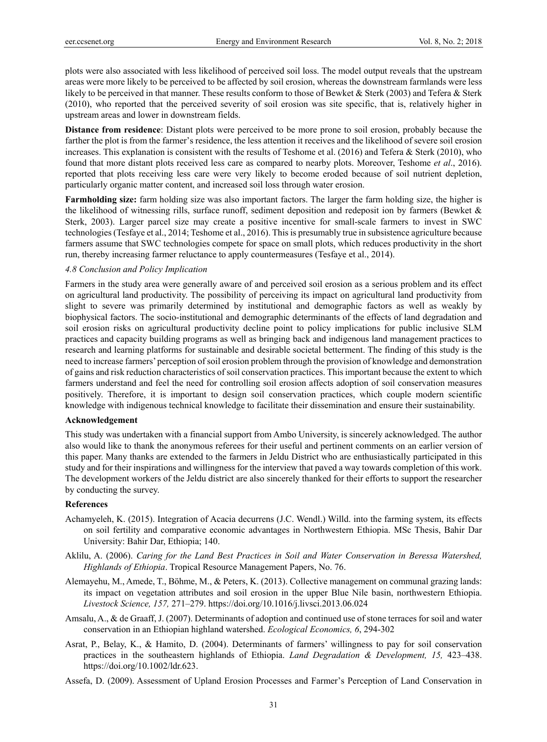plots were also associated with less likelihood of perceived soil loss. The model output reveals that the upstream areas were more likely to be perceived to be affected by soil erosion, whereas the downstream farmlands were less likely to be perceived in that manner. These results conform to those of Bewket & Sterk (2003) and Tefera & Sterk (2010), who reported that the perceived severity of soil erosion was site specific, that is, relatively higher in upstream areas and lower in downstream fields.

**Distance from residence**: Distant plots were perceived to be more prone to soil erosion, probably because the farther the plot is from the farmer's residence, the less attention it receives and the likelihood of severe soil erosion increases. This explanation is consistent with the results of Teshome et al. (2016) and Tefera & Sterk (2010), who found that more distant plots received less care as compared to nearby plots. Moreover, Teshome *et al*., 2016). reported that plots receiving less care were very likely to become eroded because of soil nutrient depletion, particularly organic matter content, and increased soil loss through water erosion.

**Farmholding size:** farm holding size was also important factors. The larger the farm holding size, the higher is the likelihood of witnessing rills, surface runoff, sediment deposition and redeposit ion by farmers (Bewket & Sterk, 2003). Larger parcel size may create a positive incentive for small-scale farmers to invest in SWC technologies (Tesfaye et al., 2014; Teshome et al., 2016). This is presumably true in subsistence agriculture because farmers assume that SWC technologies compete for space on small plots, which reduces productivity in the short run, thereby increasing farmer reluctance to apply countermeasures (Tesfaye et al., 2014).

### *4.8 Conclusion and Policy Implication*

Farmers in the study area were generally aware of and perceived soil erosion as a serious problem and its effect on agricultural land productivity. The possibility of perceiving its impact on agricultural land productivity from slight to severe was primarily determined by institutional and demographic factors as well as weakly by biophysical factors. The socio-institutional and demographic determinants of the effects of land degradation and soil erosion risks on agricultural productivity decline point to policy implications for public inclusive SLM practices and capacity building programs as well as bringing back and indigenous land management practices to research and learning platforms for sustainable and desirable societal betterment. The finding of this study is the need to increase farmers' perception of soil erosion problem through the provision of knowledge and demonstration of gains and risk reduction characteristics of soil conservation practices. This important because the extent to which farmers understand and feel the need for controlling soil erosion affects adoption of soil conservation measures positively. Therefore, it is important to design soil conservation practices, which couple modern scientific knowledge with indigenous technical knowledge to facilitate their dissemination and ensure their sustainability.

## Acknowledgement

This study was undertaken with a financial support from Ambo University, is sincerely acknowledged. The author also would like to thank the anonymous referees for their useful and pertinent comments on an earlier version of this paper. Many thanks are extended to the farmers in Jeldu District who are enthusiastically participated in this study and for their inspirations and willingness for the interview that paved a way towards completion of this work. The development workers of the Jeldu district are also sincerely thanked for their efforts to support the researcher by conducting the survey.

## References

Achamyeleh, K. (2015). Integration of Acacia decurrens (J.C. Wendl.) Willd. into the farming system, its effects on soil fertility and comparative economic advantages in Northwestern Ethiopia. MSc Thesis, Bahir Dar University: Bahir Dar, Ethiopia; 140.

Aklilu, A. (2006). *Caring for the Land Best Practices in Soil and Water Conservation in Beressa Watershed, Highlands of Ethiopia*. Tropical Resource Management Papers, No. 76.

Alemayehu, M., Amede, T., Böhme, M., & Peters, K. (2013). Collective management on communal grazing lands: its impact on vegetation attributes and soil erosion in the upper Blue Nile basin, northwestern Ethiopia. *Livestock Science, 157,* 271–279. https://doi.org/10.1016/j.livsci.2013.06.024

Amsalu, A., & de Graaff, J. (2007). Determinants of adoption and continued use of stone terraces for soil and water conservation in an Ethiopian highland watershed. *Ecological Economics, 6*, 294-302

Asrat, P., Belay, K., & Hamito, D. (2004). Determinants of farmers' willingness to pay for soil conservation practices in the southeastern highlands of Ethiopia. *Land Degradation & Development, 15,* 423–438. https://doi.org/10.1002/ldr.623.

Assefa, D. (2009). Assessment of Upland Erosion Processes and Farmer's Perception of Land Conservation in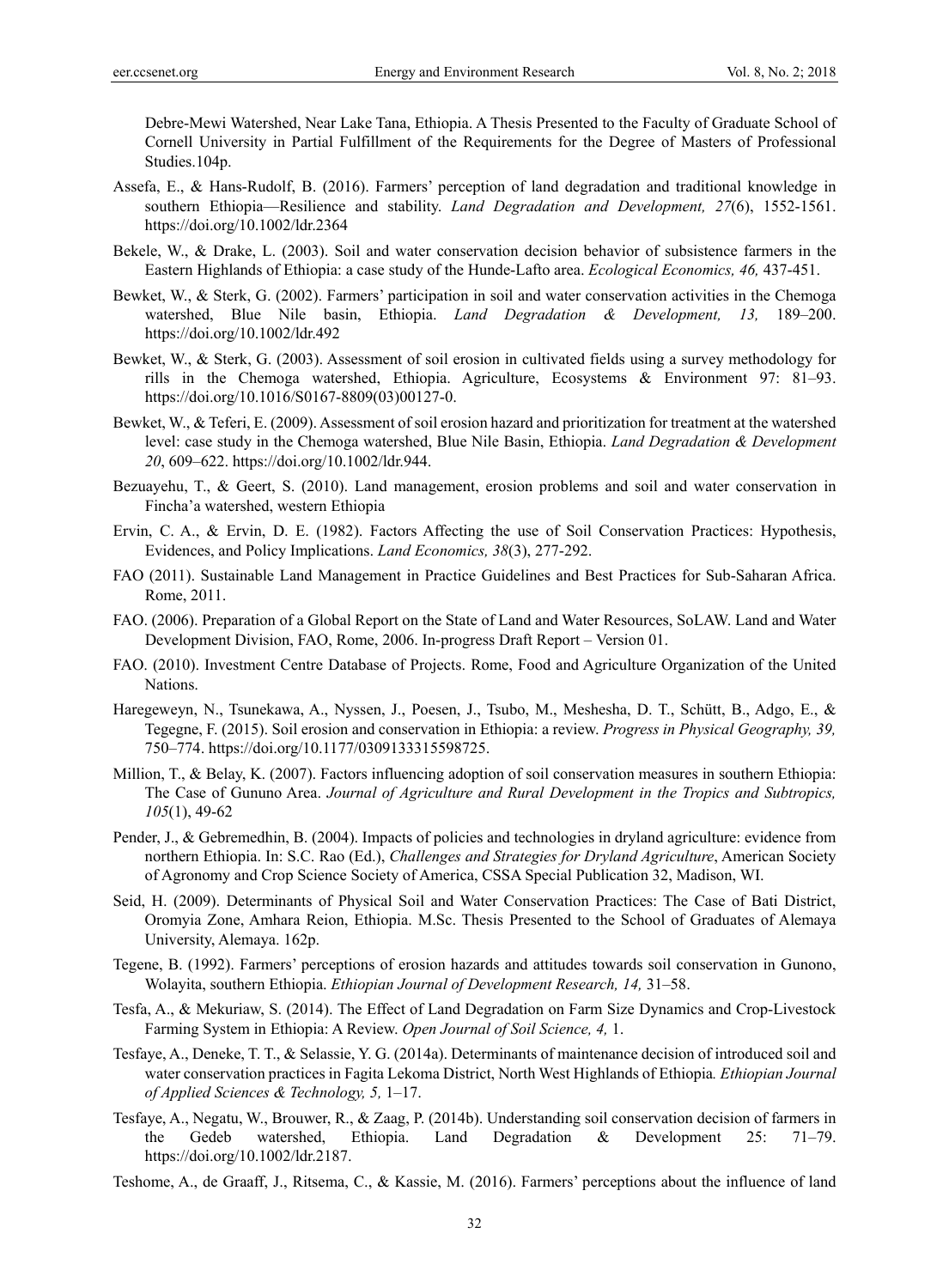Debre-Mewi Watershed, Near Lake Tana, Ethiopia. A Thesis Presented to the Faculty of Graduate School of Cornell University in Partial Fulfillment of the Requirements for the Degree of Masters of Professional Studies.104p.

Assefa, E., & Hans-Rudolf, B. (2016). Farmers' perception of land degradation and traditional knowledge in southern Ethiopia—Resilience and stability. *Land Degradation and Development, 27*(6), 1552-1561. https://doi.org/10.1002/ldr.2364

Bekele, W., & Drake, L. (2003). Soil and water conservation decision behavior of subsistence farmers in the Eastern Highlands of Ethiopia: a case study of the Hunde-Lafto area. *Ecological Economics, 46,* 437-451.

Bewket, W., & Sterk, G. (2002). Farmers' participation in soil and water conservation activities in the Chemoga watershed, Blue Nile basin, Ethiopia. *Land Degradation & Development, 13,* 189–200. https://doi.org/10.1002/ldr.492

Bewket, W., & Sterk, G. (2003). Assessment of soil erosion in cultivated fields using a survey methodology for rills in the Chemoga watershed, Ethiopia. Agriculture, Ecosystems & Environment 97: 81–93. https://doi.org/10.1016/S0167-8809(03)00127-0.

Bewket, W., & Teferi, E. (2009). Assessment of soil erosion hazard and prioritization for treatment at the watershed level: case study in the Chemoga watershed, Blue Nile Basin, Ethiopia. *Land Degradation & Development 20*, 609–622. https://doi.org/10.1002/ldr.944.

Bezuayehu, T., & Geert, S. (2010). Land management, erosion problems and soil and water conservation in Fincha'a watershed, western Ethiopia

Ervin, C. A., & Ervin, D. E. (1982). Factors Affecting the use of Soil Conservation Practices: Hypothesis, Evidences, and Policy Implications. *Land Economics, 38*(3), 277-292.

FAO (2011). Sustainable Land Management in Practice Guidelines and Best Practices for Sub-Saharan Africa. Rome, 2011.

FAO. (2006). Preparation of a Global Report on the State of Land and Water Resources, SoLAW. Land and Water Development Division, FAO, Rome, 2006. In-progress Draft Report – Version 01.

FAO. (2010). Investment Centre Database of Projects. Rome, Food and Agriculture Organization of the United Nations.

Haregeweyn, N., Tsunekawa, A., Nyssen, J., Poesen, J., Tsubo, M., Meshesha, D. T., Schütt, B., Adgo, E., & Tegegne, F. (2015). Soil erosion and conservation in Ethiopia: a review. *Progress in Physical Geography, 39,* 750–774. https://doi.org/10.1177/0309133315598725.

Million, T., & Belay, K. (2007). Factors influencing adoption of soil conservation measures in southern Ethiopia: The Case of Gununo Area. *Journal of Agriculture and Rural Development in the Tropics and Subtropics, 105*(1), 49-62

Pender, J., & Gebremedhin, B. (2004). Impacts of policies and technologies in dryland agriculture: evidence from northern Ethiopia. In: S.C. Rao (Ed.), *Challenges and Strategies for Dryland Agriculture*, American Society of Agronomy and Crop Science Society of America, CSSA Special Publication 32, Madison, WI.

Seid, H. (2009). Determinants of Physical Soil and Water Conservation Practices: The Case of Bati District, Oromyia Zone, Amhara Reion, Ethiopia. M.Sc. Thesis Presented to the School of Graduates of Alemaya University, Alemaya. 162p.

Tegene, B. (1992). Farmers' perceptions of erosion hazards and attitudes towards soil conservation in Gunono, Wolayita, southern Ethiopia. *Ethiopian Journal of Development Research, 14,* 31–58.

Tesfa, A., & Mekuriaw, S. (2014). The Effect of Land Degradation on Farm Size Dynamics and Crop-Livestock Farming System in Ethiopia: A Review. *Open Journal of Soil Science, 4,* 1.

Tesfaye, A., Deneke, T. T., & Selassie, Y. G. (2014a). Determinants of maintenance decision of introduced soil and water conservation practices in Fagita Lekoma District, North West Highlands of Ethiopia*. Ethiopian Journal of Applied Sciences & Technology, 5,* 1–17.

Tesfaye, A., Negatu, W., Brouwer, R., & Zaag, P. (2014b). Understanding soil conservation decision of farmers in the Gedeb watershed, Ethiopia. Land Degradation & Development 25: 71–79. https://doi.org/10.1002/ldr.2187.

Teshome, A., de Graaff, J., Ritsema, C., & Kassie, M. (2016). Farmers' perceptions about the influence of land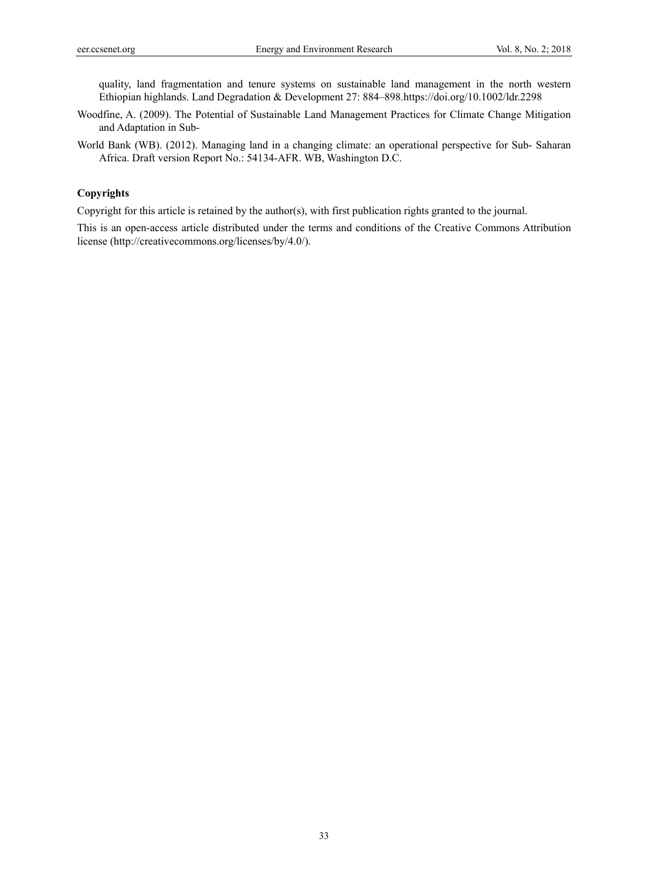quality, land fragmentation and tenure systems on sustainable land management in the north western Ethiopian highlands. Land Degradation & Development 27: 884–898.https://doi.org/10.1002/ldr.2298

Woodfine, A. (2009). The Potential of Sustainable Land Management Practices for Climate Change Mitigation and Adaptation in Sub-

World Bank (WB). (2012). Managing land in a changing climate: an operational perspective for Sub- Saharan Africa. Draft version Report No.: 54134-AFR. WB, Washington D.C.

**Copyrights**

Copyright for this article is retained by the author(s), with first publication rights granted to the journal.

This is an open-access article distributed under the terms and conditions of the Creative Commons Attribution license (http://creativecommons.org/licenses/by/4.0/).